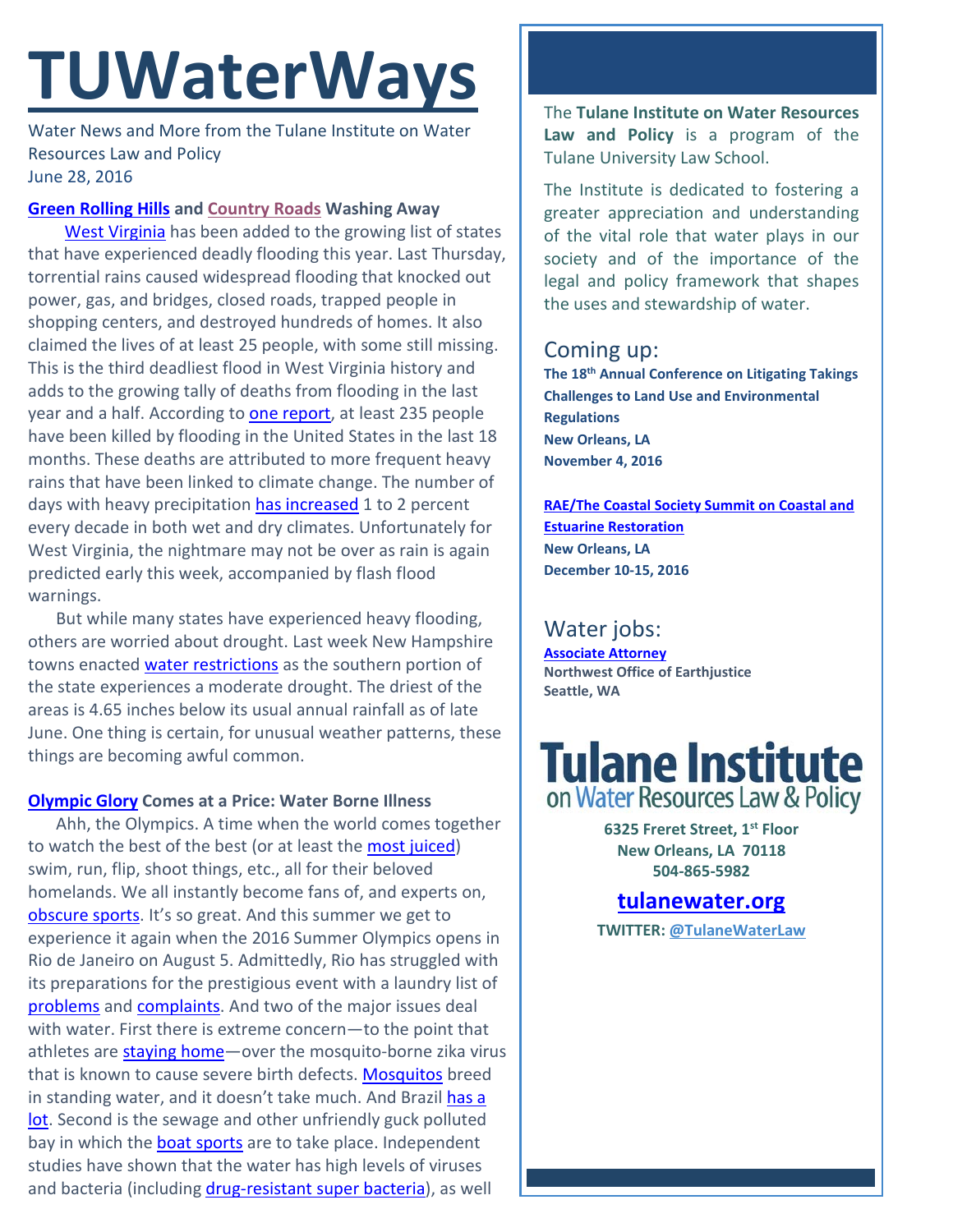# TUWaterWays

Water News and More from the Tulane Institute on Water Resources Law and Policy
June 28, 2016

### Green Rolling Hills and Country Roads Washing Away

West Virginia has been added to the growing list of states that have experienced deadly flooding this year. Last Thursday, torrential rains caused widespread flooding that knocked out power, gas, and bridges, closed roads, trapped people in shopping centers, and destroyed hundreds of homes. It also claimed the lives of at least 25 people, with some still missing. This is the third deadliest flood in West Virginia history and adds to the growing tally of deaths from flooding in the last year and a half. According to one report, at least 235 people have been killed by flooding in the United States in the last 18 months. These deaths are attributed to more frequent heavy rains that have been linked to climate change. The number of days with heavy precipitation has increased 1 to 2 percent every decade in both wet and dry climates. Unfortunately for West Virginia, the nightmare may not be over as rain is again predicted early this week, accompanied by flash flood warnings.

But while many states have experienced heavy flooding, others are worried about drought. Last week New Hampshire towns enacted water restrictions as the southern portion of the state experiences a moderate drought. The driest of the areas is 4.65 inches below its usual annual rainfall as of late June. One thing is certain, for unusual weather patterns, these things are becoming awful common.

### Olympic Glory Comes at a Price: Water Borne Illness

Ahh, the Olympics. A time when the world comes together to watch the best of the best (or at least the most juiced) swim, run, flip, shoot things, etc., all for their beloved homelands. We all instantly become fans of, and experts on, obscure sports. It's so great. And this summer we get to experience it again when the 2016 Summer Olympics opens in Rio de Janeiro on August 5. Admittedly, Rio has struggled with its preparations for the prestigious event with a laundry list of problems and complaints. And two of the major issues deal with water. First there is extreme concern—to the point that athletes are staying home—over the mosquito-borne zika virus that is known to cause severe birth defects. Mosquitos breed in standing water, and it doesn't take much. And Brazil has a lot. Second is the sewage and other unfriendly guck polluted bay in which the boat sports are to take place. Independent studies have shown that the water has high levels of viruses and bacteria (including drug-resistant super bacteria), as well

---

The **Tulane Institute on Water Resources Law and Policy** is a program of the Tulane University Law School.

The Institute is dedicated to fostering a greater appreciation and understanding of the vital role that water plays in our society and of the importance of the legal and policy framework that shapes the uses and stewardship of water.

## Coming up:

**The 18th Annual Conference on Litigating Takings Challenges to Land Use and Environmental Regulations**
**New Orleans, LA**
**November 4, 2016**

**RAE/The Coastal Society Summit on Coastal and Estuarine Restoration**
**New Orleans, LA**
**December 10-15, 2016**

## Water jobs:

**Associate Attorney**
**Northwest Office of Earthjustice**
**Seattle, WA**

**Tulane Institute on Water Resources Law & Policy**

**6325 Freret Street, 1st Floor**
**New Orleans, LA 70118**
**504-865-5982**

**tulanewater.org**

**TWITTER: @TulaneWaterLaw**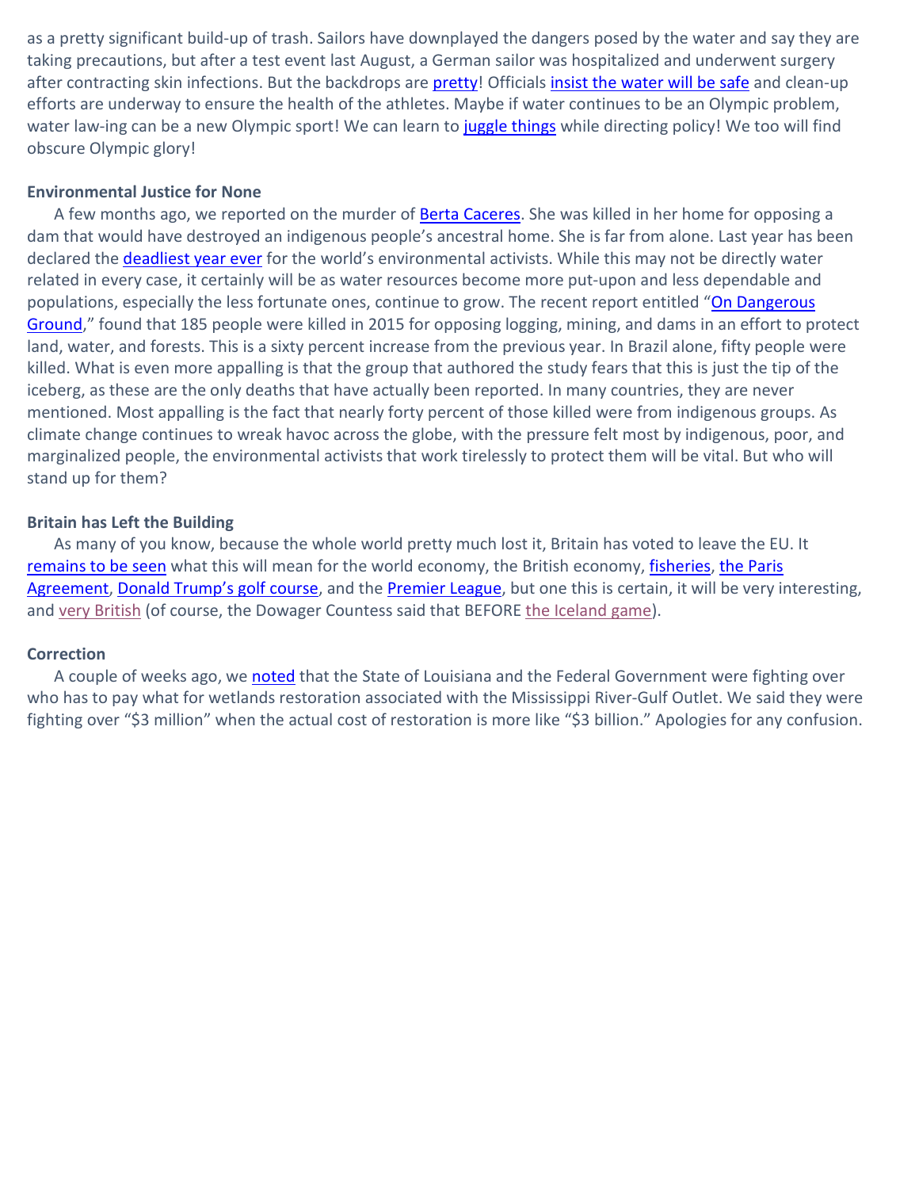as a pretty significant build-up of trash. Sailors have downplayed the dangers posed by the water and say they are taking precautions, but after a test event last August, a German sailor was hospitalized and underwent surgery after contracting skin infections. But the backdrops are pretty! Officials insist the water will be safe and clean-up efforts are underway to ensure the health of the athletes. Maybe if water continues to be an Olympic problem, water law-ing can be a new Olympic sport! We can learn to juggle things while directing policy! We too will find obscure Olympic glory!

**Environmental Justice for None**

A few months ago, we reported on the murder of Berta Caceres. She was killed in her home for opposing a dam that would have destroyed an indigenous people's ancestral home. She is far from alone. Last year has been declared the deadliest year ever for the world's environmental activists. While this may not be directly water related in every case, it certainly will be as water resources become more put-upon and less dependable and populations, especially the less fortunate ones, continue to grow. The recent report entitled "On Dangerous Ground," found that 185 people were killed in 2015 for opposing logging, mining, and dams in an effort to protect land, water, and forests. This is a sixty percent increase from the previous year. In Brazil alone, fifty people were killed. What is even more appalling is that the group that authored the study fears that this is just the tip of the iceberg, as these are the only deaths that have actually been reported. In many countries, they are never mentioned. Most appalling is the fact that nearly forty percent of those killed were from indigenous groups. As climate change continues to wreak havoc across the globe, with the pressure felt most by indigenous, poor, and marginalized people, the environmental activists that work tirelessly to protect them will be vital. But who will stand up for them?

**Britain has Left the Building**

As many of you know, because the whole world pretty much lost it, Britain has voted to leave the EU. It remains to be seen what this will mean for the world economy, the British economy, fisheries, the Paris Agreement, Donald Trump's golf course, and the Premier League, but one this is certain, it will be very interesting, and very British (of course, the Dowager Countess said that BEFORE the Iceland game).

**Correction**

A couple of weeks ago, we noted that the State of Louisiana and the Federal Government were fighting over who has to pay what for wetlands restoration associated with the Mississippi River-Gulf Outlet. We said they were fighting over "$3 million" when the actual cost of restoration is more like "$3 billion." Apologies for any confusion.